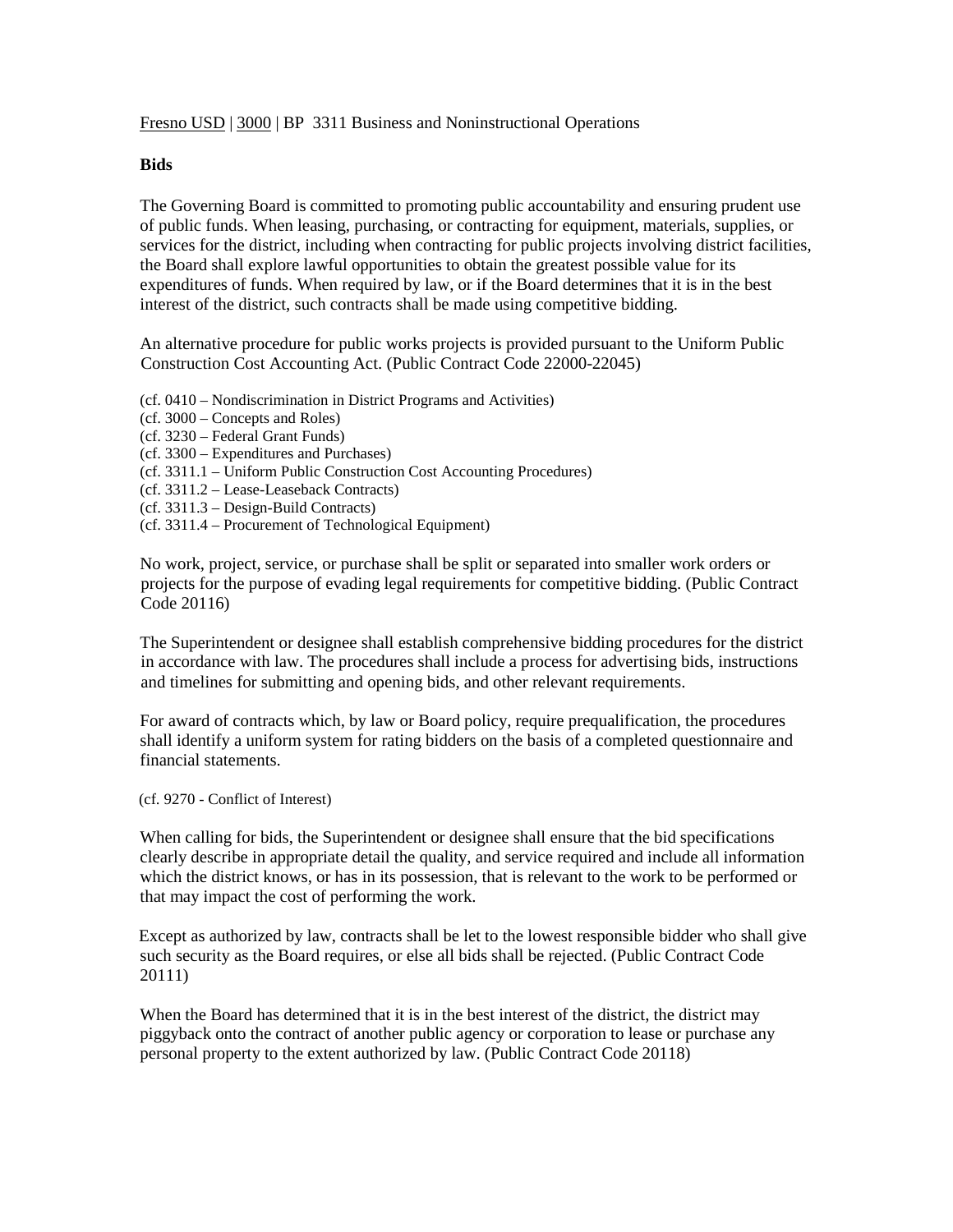Fresno USD | 3000 | BP 3311 Business and Noninstructional Operations

**Bids**

The Governing Board is committed to promoting public accountability and ensuring prudent use of public funds. When leasing, purchasing, or contracting for equipment, materials, supplies, or services for the district, including when contracting for public projects involving district facilities, the Board shall explore lawful opportunities to obtain the greatest possible value for its expenditures of funds. When required by law, or if the Board determines that it is in the best interest of the district, such contracts shall be made using competitive bidding.

An alternative procedure for public works projects is provided pursuant to the Uniform Public Construction Cost Accounting Act. (Public Contract Code 22000-22045)

(cf. 0410 – Nondiscrimination in District Programs and Activities)
(cf. 3000 – Concepts and Roles)
(cf. 3230 – Federal Grant Funds)
(cf. 3300 – Expenditures and Purchases)
(cf. 3311.1 – Uniform Public Construction Cost Accounting Procedures)
(cf. 3311.2 – Lease-Leaseback Contracts)
(cf. 3311.3 – Design-Build Contracts)
(cf. 3311.4 – Procurement of Technological Equipment)

No work, project, service, or purchase shall be split or separated into smaller work orders or projects for the purpose of evading legal requirements for competitive bidding. (Public Contract Code 20116)

The Superintendent or designee shall establish comprehensive bidding procedures for the district in accordance with law. The procedures shall include a process for advertising bids, instructions and timelines for submitting and opening bids, and other relevant requirements.

For award of contracts which, by law or Board policy, require prequalification, the procedures shall identify a uniform system for rating bidders on the basis of a completed questionnaire and financial statements.

(cf. 9270 - Conflict of Interest)

When calling for bids, the Superintendent or designee shall ensure that the bid specifications clearly describe in appropriate detail the quality, and service required and include all information which the district knows, or has in its possession, that is relevant to the work to be performed or that may impact the cost of performing the work.

Except as authorized by law, contracts shall be let to the lowest responsible bidder who shall give such security as the Board requires, or else all bids shall be rejected. (Public Contract Code 20111)

When the Board has determined that it is in the best interest of the district, the district may piggyback onto the contract of another public agency or corporation to lease or purchase any personal property to the extent authorized by law. (Public Contract Code 20118)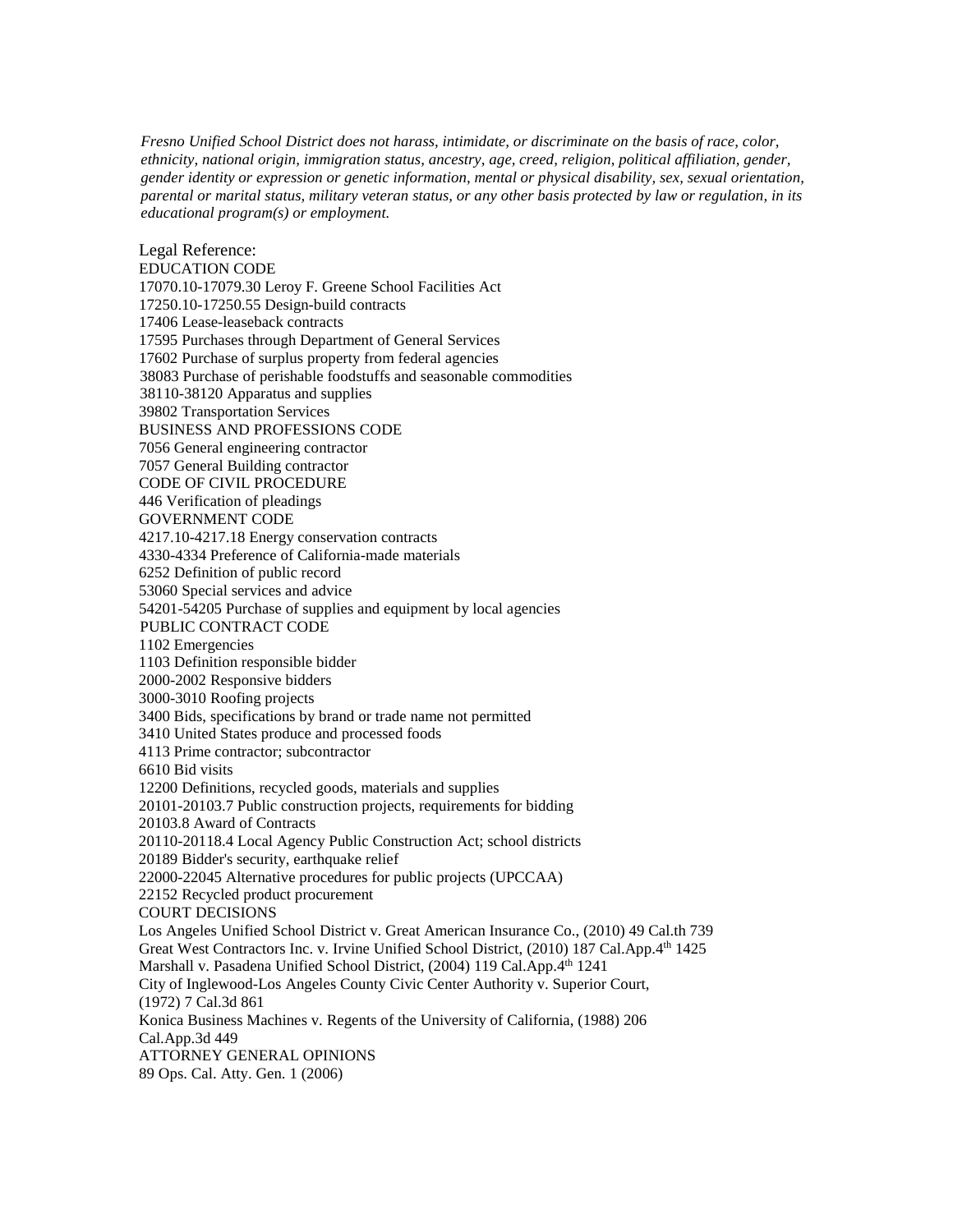*Fresno Unified School District does not harass, intimidate, or discriminate on the basis of race, color, ethnicity, national origin, immigration status, ancestry, age, creed, religion, political affiliation, gender, gender identity or expression or genetic information, mental or physical disability, sex, sexual orientation, parental or marital status, military veteran status, or any other basis protected by law or regulation, in its educational program(s) or employment.*

Legal Reference:

EDUCATION CODE

17070.10-17079.30 Leroy F. Greene School Facilities Act

17250.10-17250.55 Design-build contracts

17406 Lease-leaseback contracts

17595 Purchases through Department of General Services

17602 Purchase of surplus property from federal agencies

38083 Purchase of perishable foodstuffs and seasonable commodities

38110-38120 Apparatus and supplies

39802 Transportation Services

BUSINESS AND PROFESSIONS CODE

7056 General engineering contractor

7057 General Building contractor

CODE OF CIVIL PROCEDURE

446 Verification of pleadings

GOVERNMENT CODE

4217.10-4217.18 Energy conservation contracts

4330-4334 Preference of California-made materials

6252 Definition of public record

53060 Special services and advice

54201-54205 Purchase of supplies and equipment by local agencies

PUBLIC CONTRACT CODE

1102 Emergencies

1103 Definition responsible bidder

2000-2002 Responsive bidders

3000-3010 Roofing projects

3400 Bids, specifications by brand or trade name not permitted

3410 United States produce and processed foods

4113 Prime contractor; subcontractor

6610 Bid visits

12200 Definitions, recycled goods, materials and supplies

20101-20103.7 Public construction projects, requirements for bidding

20103.8 Award of Contracts

20110-20118.4 Local Agency Public Construction Act; school districts

20189 Bidder's security, earthquake relief

22000-22045 Alternative procedures for public projects (UPCCAA)

22152 Recycled product procurement

COURT DECISIONS

Los Angeles Unified School District v. Great American Insurance Co., (2010) 49 Cal.th 739

Great West Contractors Inc. v. Irvine Unified School District, (2010) 187 Cal.App.4th 1425

Marshall v. Pasadena Unified School District, (2004) 119 Cal.App.4th 1241

City of Inglewood-Los Angeles County Civic Center Authority v. Superior Court, (1972) 7 Cal.3d 861

Konica Business Machines v. Regents of the University of California, (1988) 206 Cal.App.3d 449

ATTORNEY GENERAL OPINIONS

89 Ops. Cal. Atty. Gen. 1 (2006)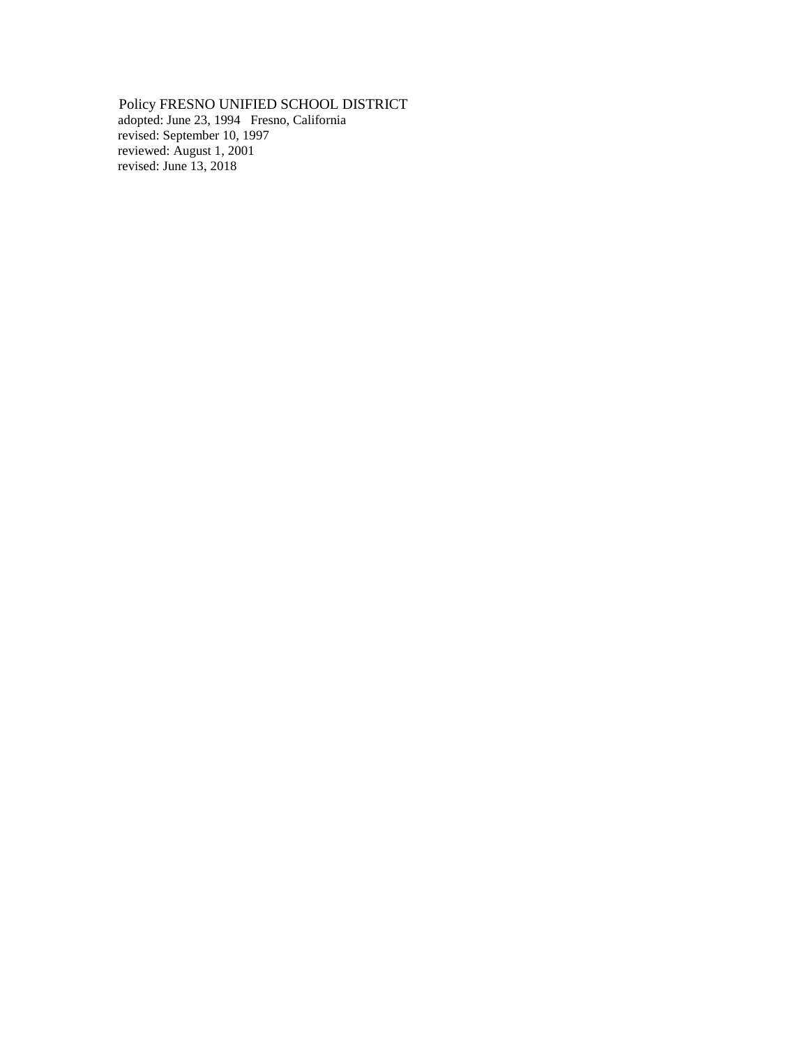Policy FRESNO UNIFIED SCHOOL DISTRICT
adopted: June 23, 1994   Fresno, California
revised: September 10, 1997
reviewed: August 1, 2001
revised: June 13, 2018